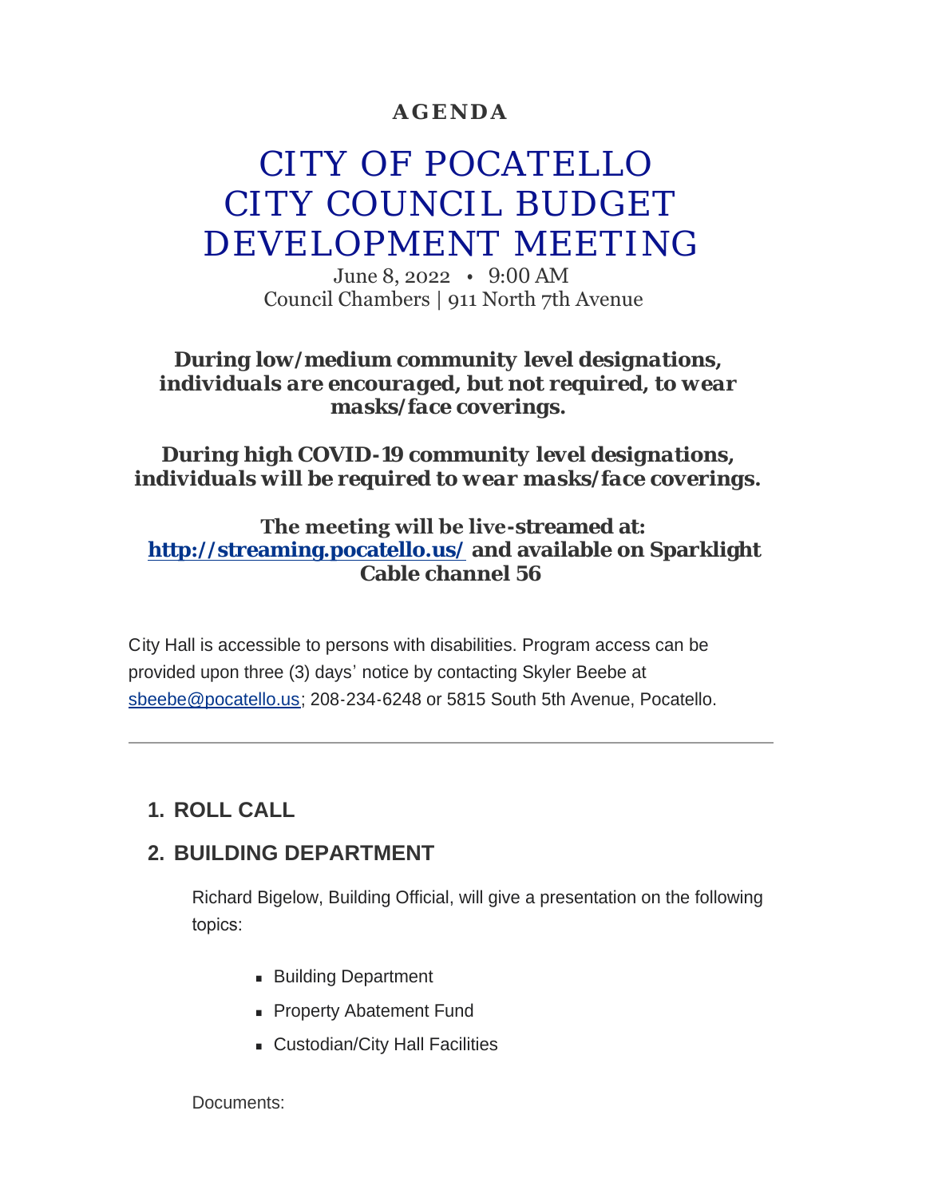**AGENDA**

# CITY OF POCATELLO CITY COUNCIL BUDGET DEVELOPMENT MEETING

June 8, 2022 • 9:00 AM
Council Chambers | 911 North 7th Avenue

***During low/medium community level designations, individuals are encouraged, but not required, to wear masks/face coverings.***

***During high COVID-19 community level designations, individuals will be required to wear masks/face coverings.***

**The meeting will be live-streamed at: [http://streaming.pocatello.us/](http://streaming.pocatello.us/) and available on Sparklight Cable channel 56**

City Hall is accessible to persons with disabilities. Program access can be provided upon three (3) days' notice by contacting Skyler Beebe at [sbeebe@pocatello.us](mailto:sbeebe@pocatello.us); 208-234-6248 or 5815 South 5th Avenue, Pocatello.

---

## 1. ROLL CALL

## 2. BUILDING DEPARTMENT

Richard Bigelow, Building Official, will give a presentation on the following topics:

- Building Department
- Property Abatement Fund
- Custodian/City Hall Facilities

Documents: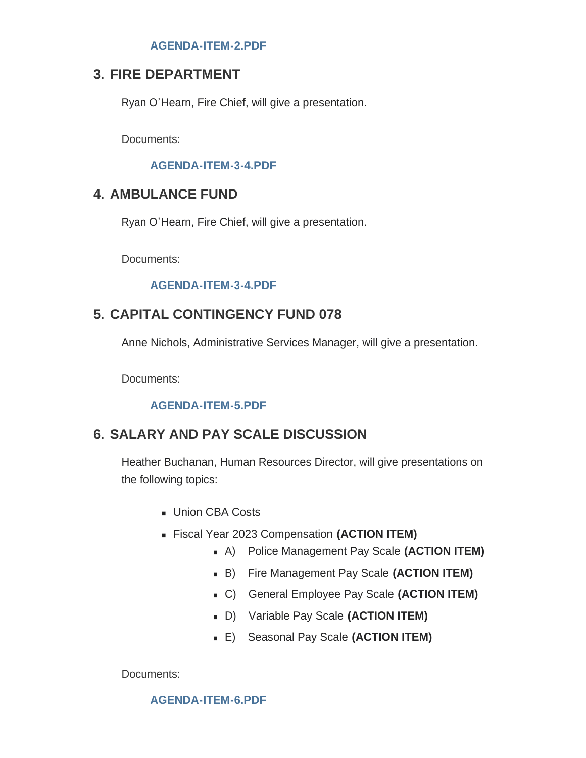AGENDA-ITEM-2.PDF

## 3. FIRE DEPARTMENT

Ryan O'Hearn, Fire Chief, will give a presentation.

Documents:

AGENDA-ITEM-3-4.PDF

## 4. AMBULANCE FUND

Ryan O'Hearn, Fire Chief, will give a presentation.

Documents:

AGENDA-ITEM-3-4.PDF

## 5. CAPITAL CONTINGENCY FUND 078

Anne Nichols, Administrative Services Manager, will give a presentation.

Documents:

AGENDA-ITEM-5.PDF

## 6. SALARY AND PAY SCALE DISCUSSION

Heather Buchanan, Human Resources Director, will give presentations on the following topics:

- Union CBA Costs
- Fiscal Year 2023 Compensation **(ACTION ITEM)**
  - A) Police Management Pay Scale **(ACTION ITEM)**
  - B) Fire Management Pay Scale **(ACTION ITEM)**
  - C) General Employee Pay Scale **(ACTION ITEM)**
  - D) Variable Pay Scale **(ACTION ITEM)**
  - E) Seasonal Pay Scale **(ACTION ITEM)**

Documents:

AGENDA-ITEM-6.PDF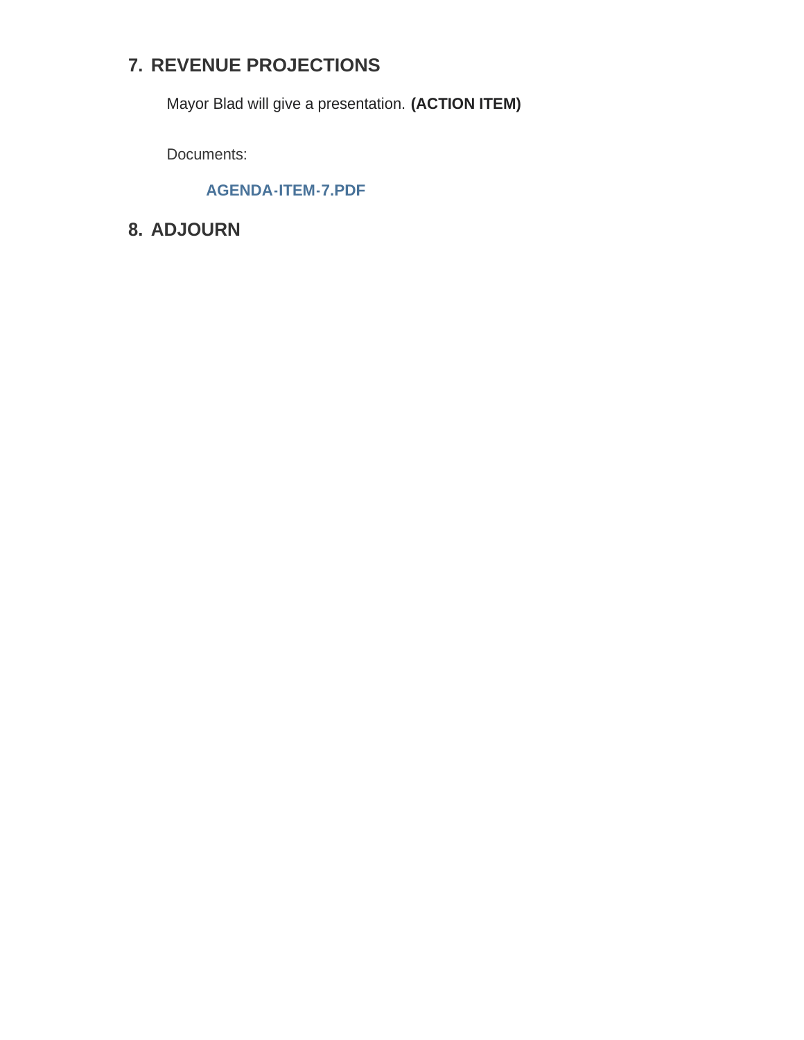## 7. REVENUE PROJECTIONS

Mayor Blad will give a presentation. **(ACTION ITEM)**

Documents:

**AGENDA-ITEM-7.PDF**

## 8. ADJOURN